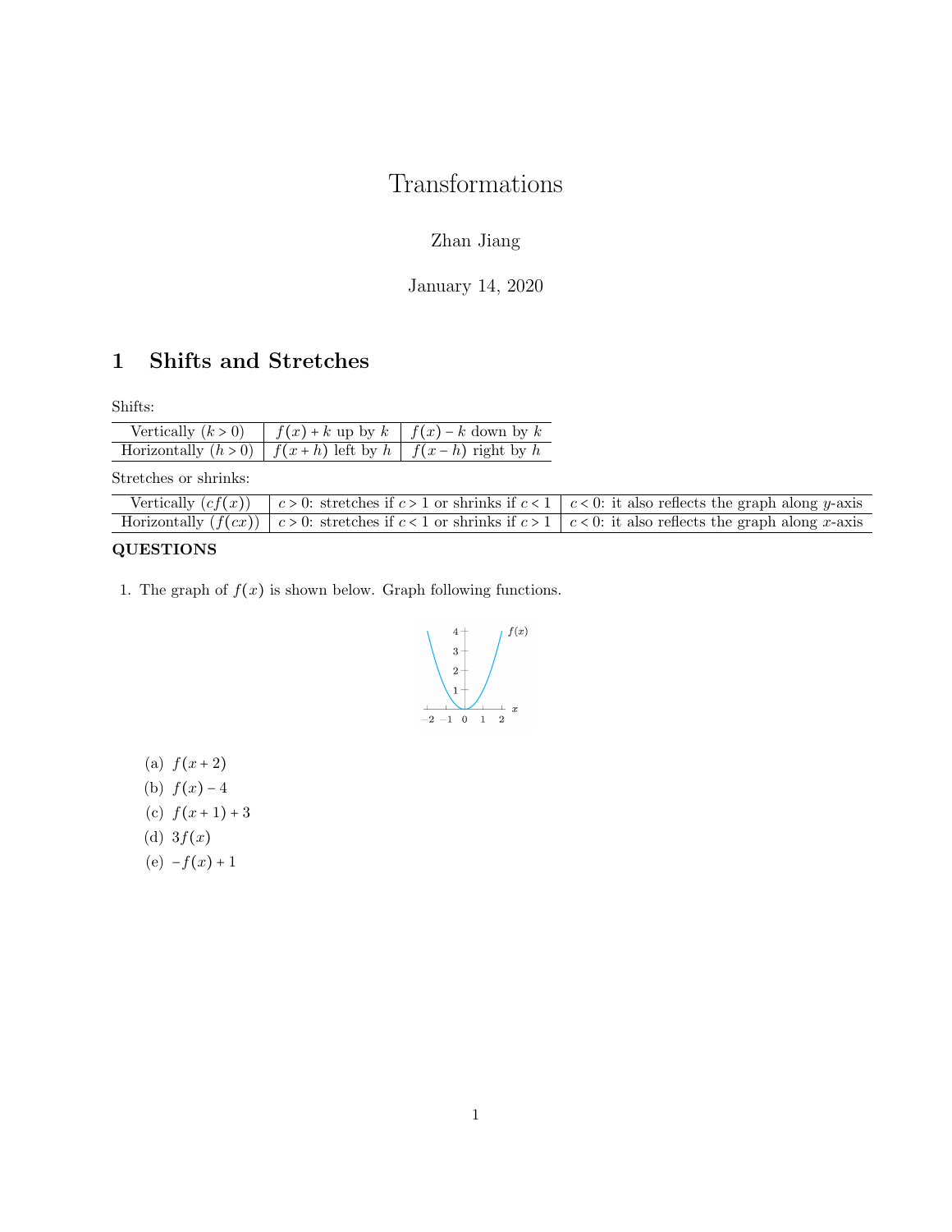# Transformations

Zhan Jiang

January 14, 2020

## 1 Shifts and Stretches

Shifts:

| Vertically ($k > 0$) | $f(x) + k$ up by $k$ | $f(x) - k$ down by $k$ |
|---|---|---|
| Horizontally ($h > 0$) | $f(x + h)$ left by $h$ | $f(x - h)$ right by $h$ |

Stretches or shrinks:

| Vertically ($cf(x)$) | $c > 0$: stretches if $c > 1$ or shrinks if $c < 1$ | $c < 0$: it also reflects the graph along $y$-axis |
|---|---|---|
| Horizontally ($f(cx)$) | $c > 0$: stretches if $c < 1$ or shrinks if $c > 1$ | $c < 0$: it also reflects the graph along $x$-axis |

**QUESTIONS**

1. The graph of $f(x)$ is shown below. Graph following functions.

   (a) $f(x + 2)$

   (b) $f(x) - 4$

   (c) $f(x + 1) + 3$

   (d) $3f(x)$

   (e) $-f(x) + 1$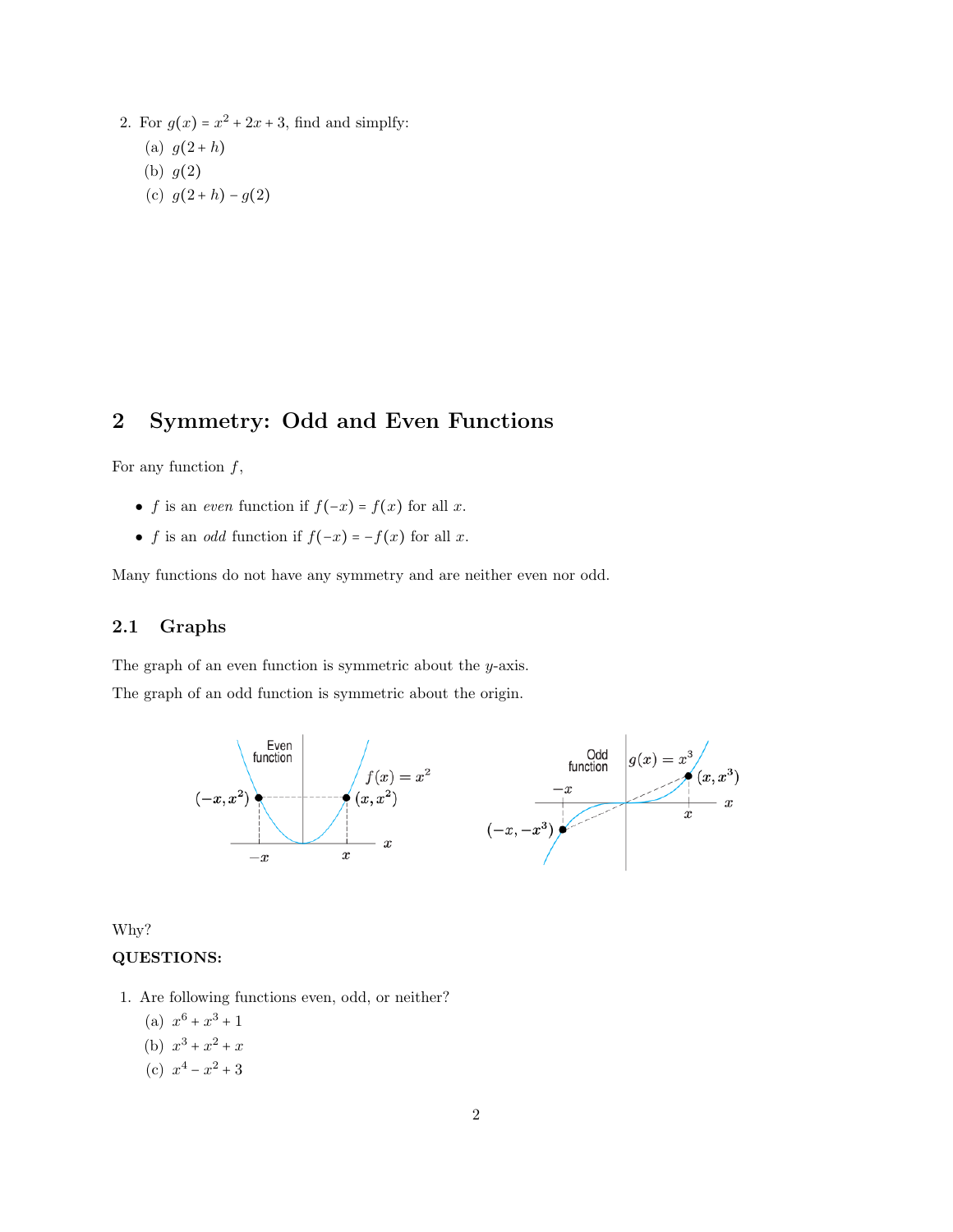2. For $g(x) = x^2 + 2x + 3$, find and simplfy:
   (a) $g(2+h)$
   (b) $g(2)$
   (c) $g(2+h) - g(2)$

## 2 Symmetry: Odd and Even Functions

For any function $f$,

- $f$ is an *even* function if $f(-x) = f(x)$ for all $x$.
- $f$ is an *odd* function if $f(-x) = -f(x)$ for all $x$.

Many functions do not have any symmetry and are neither even nor odd.

### 2.1 Graphs

The graph of an even function is symmetric about the $y$-axis.

The graph of an odd function is symmetric about the origin.

Why?

**QUESTIONS:**

1. Are following functions even, odd, or neither?
   (a) $x^6 + x^3 + 1$
   (b) $x^3 + x^2 + x$
   (c) $x^4 - x^2 + 3$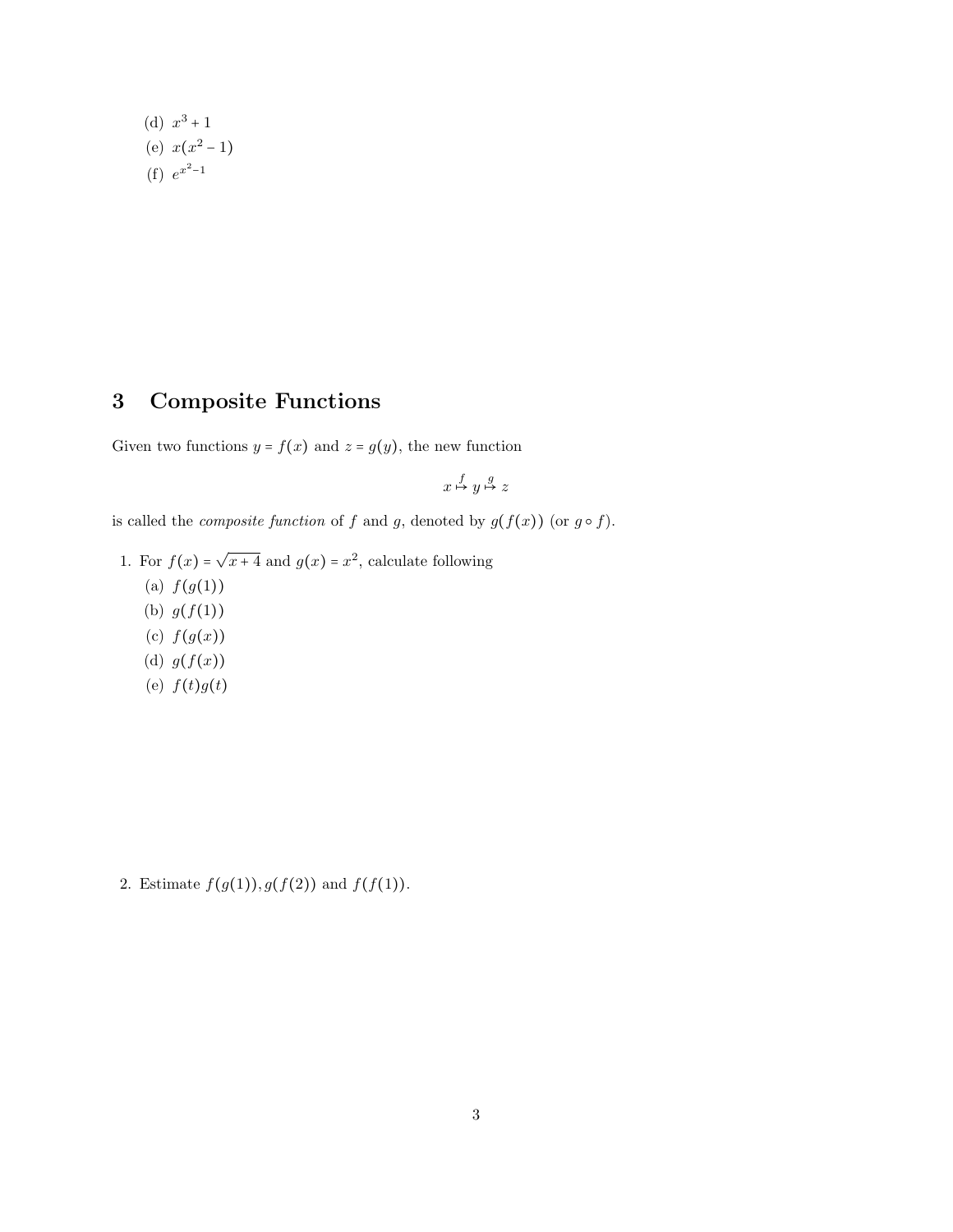(d) $x^3 + 1$
(e) $x(x^2 - 1)$
(f) $e^{x^2-1}$

## 3 Composite Functions

Given two functions $y = f(x)$ and $z = g(y)$, the new function

$$x \overset{f}{\mapsto} y \overset{g}{\mapsto} z$$

is called the *composite function* of $f$ and $g$, denoted by $g(f(x))$ (or $g \circ f$).

1. For $f(x) = \sqrt{x+4}$ and $g(x) = x^2$, calculate following
   (a) $f(g(1))$
   (b) $g(f(1))$
   (c) $f(g(x))$
   (d) $g(f(x))$
   (e) $f(t)g(t)$

2. Estimate $f(g(1)), g(f(2))$ and $f(f(1))$.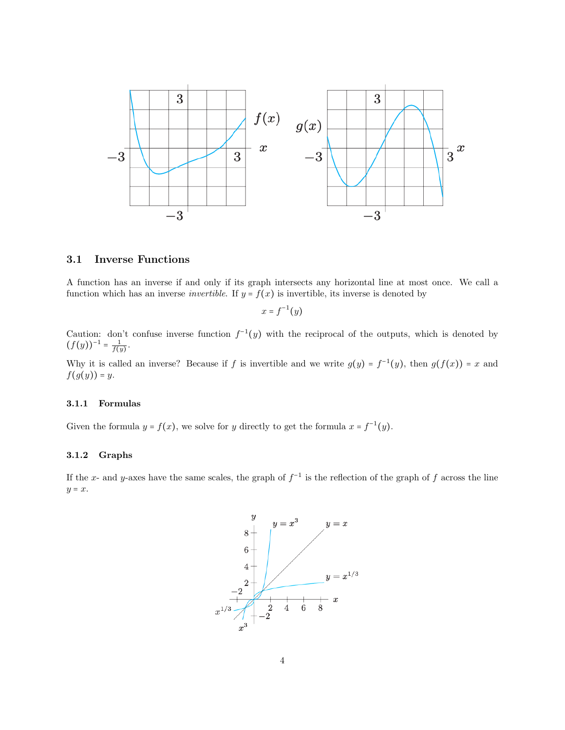### 3.1 Inverse Functions

A function has an inverse if and only if its graph intersects any horizontal line at most once. We call a function which has an inverse *invertible*. If $y = f(x)$ is invertible, its inverse is denoted by

$$x = f^{-1}(y)$$

Caution: don't confuse inverse function $f^{-1}(y)$ with the reciprocal of the outputs, which is denoted by $(f(y))^{-1} = \frac{1}{f(y)}$.

Why it is called an inverse? Because if $f$ is invertible and we write $g(y) = f^{-1}(y)$, then $g(f(x)) = x$ and $f(g(y)) = y$.

#### 3.1.1 Formulas

Given the formula $y = f(x)$, we solve for $y$ directly to get the formula $x = f^{-1}(y)$.

#### 3.1.2 Graphs

If the $x$- and $y$-axes have the same scales, the graph of $f^{-1}$ is the reflection of the graph of $f$ across the line $y = x$.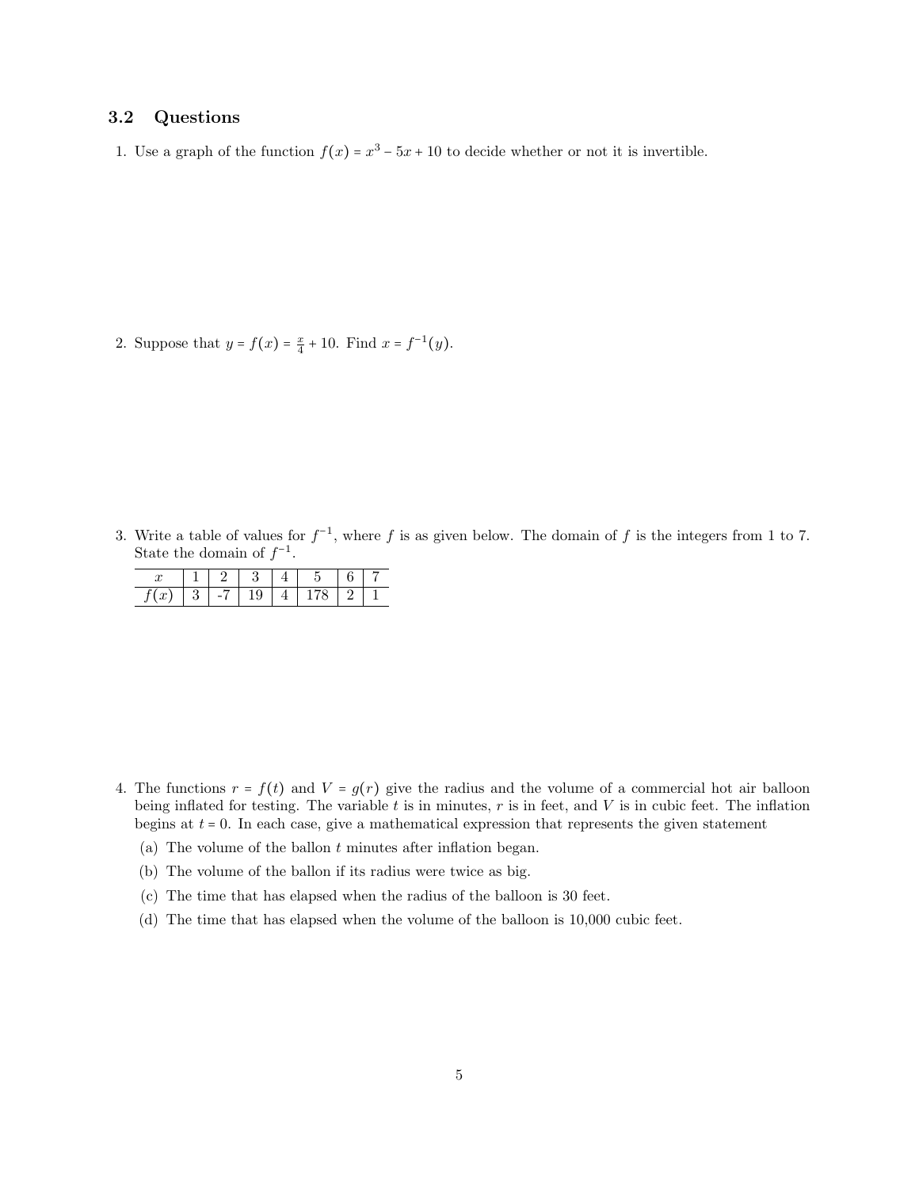## 3.2 Questions

1. Use a graph of the function $f(x) = x^3 - 5x + 10$ to decide whether or not it is invertible.

2. Suppose that $y = f(x) = \frac{x}{4} + 10$. Find $x = f^{-1}(y)$.

3. Write a table of values for $f^{-1}$, where $f$ is as given below. The domain of $f$ is the integers from 1 to 7. State the domain of $f^{-1}$.

| $x$ | 1 | 2 | 3 | 4 | 5 | 6 | 7 |
|---|---|---|---|---|---|---|---|
| $f(x)$ | 3 | -7 | 19 | 4 | 178 | 2 | 1 |

4. The functions $r = f(t)$ and $V = g(r)$ give the radius and the volume of a commercial hot air balloon being inflated for testing. The variable $t$ is in minutes, $r$ is in feet, and $V$ is in cubic feet. The inflation begins at $t = 0$. In each case, give a mathematical expression that represents the given statement
   (a) The volume of the ballon $t$ minutes after inflation began.
   (b) The volume of the ballon if its radius were twice as big.
   (c) The time that has elapsed when the radius of the balloon is 30 feet.
   (d) The time that has elapsed when the volume of the balloon is 10,000 cubic feet.